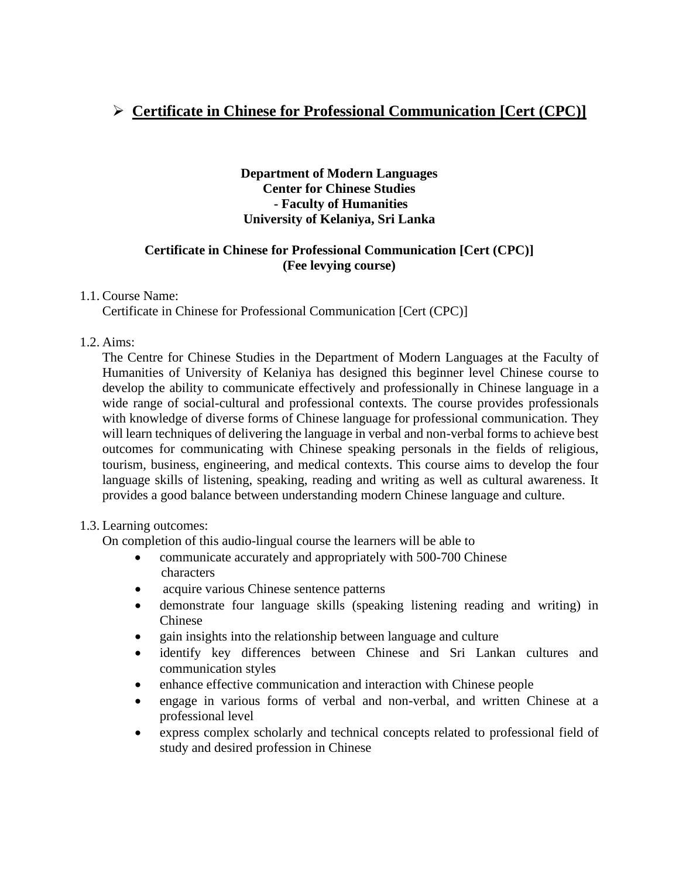## ➢ Certificate in Chinese for Professional Communication [Cert (CPC)]

**Department of Modern Languages**
**Center for Chinese Studies**
**- Faculty of Humanities**
**University of Kelaniya, Sri Lanka**

**Certificate in Chinese for Professional Communication [Cert (CPC)]**
**(Fee levying course)**

1.1. Course Name:
Certificate in Chinese for Professional Communication [Cert (CPC)]

1.2. Aims:
The Centre for Chinese Studies in the Department of Modern Languages at the Faculty of Humanities of University of Kelaniya has designed this beginner level Chinese course to develop the ability to communicate effectively and professionally in Chinese language in a wide range of social-cultural and professional contexts. The course provides professionals with knowledge of diverse forms of Chinese language for professional communication. They will learn techniques of delivering the language in verbal and non-verbal forms to achieve best outcomes for communicating with Chinese speaking personals in the fields of religious, tourism, business, engineering, and medical contexts. This course aims to develop the four language skills of listening, speaking, reading and writing as well as cultural awareness. It provides a good balance between understanding modern Chinese language and culture.

1.3. Learning outcomes:
On completion of this audio-lingual course the learners will be able to

- communicate accurately and appropriately with 500-700 Chinese characters
- acquire various Chinese sentence patterns
- demonstrate four language skills (speaking listening reading and writing) in Chinese
- gain insights into the relationship between language and culture
- identify key differences between Chinese and Sri Lankan cultures and communication styles
- enhance effective communication and interaction with Chinese people
- engage in various forms of verbal and non-verbal, and written Chinese at a professional level
- express complex scholarly and technical concepts related to professional field of study and desired profession in Chinese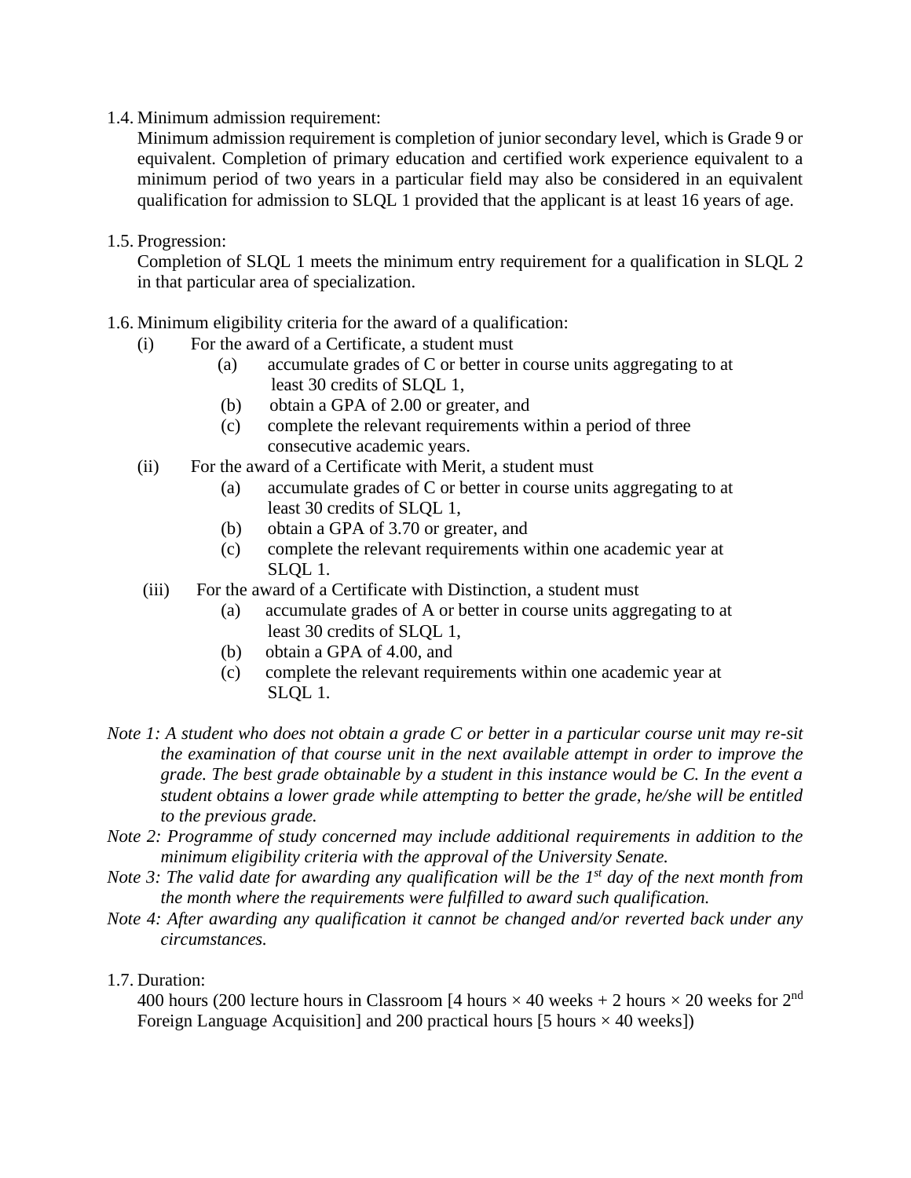1.4. Minimum admission requirement:

Minimum admission requirement is completion of junior secondary level, which is Grade 9 or equivalent. Completion of primary education and certified work experience equivalent to a minimum period of two years in a particular field may also be considered in an equivalent qualification for admission to SLQL 1 provided that the applicant is at least 16 years of age.

1.5. Progression:

Completion of SLQL 1 meets the minimum entry requirement for a qualification in SLQL 2 in that particular area of specialization.

1.6. Minimum eligibility criteria for the award of a qualification:

(i) For the award of a Certificate, a student must
   - (a) accumulate grades of C or better in course units aggregating to at least 30 credits of SLQL 1,
   - (b) obtain a GPA of 2.00 or greater, and
   - (c) complete the relevant requirements within a period of three consecutive academic years.

(ii) For the award of a Certificate with Merit, a student must
   - (a) accumulate grades of C or better in course units aggregating to at least 30 credits of SLQL 1,
   - (b) obtain a GPA of 3.70 or greater, and
   - (c) complete the relevant requirements within one academic year at SLQL 1.

(iii) For the award of a Certificate with Distinction, a student must
   - (a) accumulate grades of A or better in course units aggregating to at least 30 credits of SLQL 1,
   - (b) obtain a GPA of 4.00, and
   - (c) complete the relevant requirements within one academic year at SLQL 1.

*Note 1: A student who does not obtain a grade C or better in a particular course unit may re-sit the examination of that course unit in the next available attempt in order to improve the grade. The best grade obtainable by a student in this instance would be C. In the event a student obtains a lower grade while attempting to better the grade, he/she will be entitled to the previous grade.*

*Note 2: Programme of study concerned may include additional requirements in addition to the minimum eligibility criteria with the approval of the University Senate.*

*Note 3: The valid date for awarding any qualification will be the 1st day of the next month from the month where the requirements were fulfilled to award such qualification.*

*Note 4: After awarding any qualification it cannot be changed and/or reverted back under any circumstances.*

1.7. Duration:

400 hours (200 lecture hours in Classroom [4 hours × 40 weeks + 2 hours × 20 weeks for 2nd Foreign Language Acquisition] and 200 practical hours [5 hours × 40 weeks])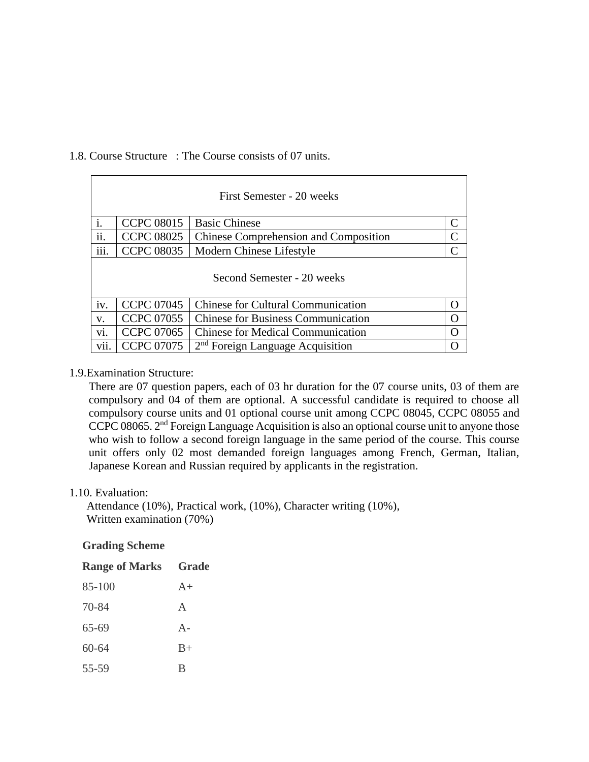1.8. Course Structure : The Course consists of 07 units.

| First Semester - 20 weeks | | | |
|---|---|---|---|
| i. | CCPC 08015 | Basic Chinese | C |
| ii. | CCPC 08025 | Chinese Comprehension and Composition | C |
| iii. | CCPC 08035 | Modern Chinese Lifestyle | C |
| **Second Semester - 20 weeks** | | | |
| iv. | CCPC 07045 | Chinese for Cultural Communication | O |
| v. | CCPC 07055 | Chinese for Business Communication | O |
| vi. | CCPC 07065 | Chinese for Medical Communication | O |
| vii. | CCPC 07075 | 2nd Foreign Language Acquisition | O |

1.9.Examination Structure:

There are 07 question papers, each of 03 hr duration for the 07 course units, 03 of them are compulsory and 04 of them are optional. A successful candidate is required to choose all compulsory course units and 01 optional course unit among CCPC 08045, CCPC 08055 and CCPC 08065. 2nd Foreign Language Acquisition is also an optional course unit to anyone those who wish to follow a second foreign language in the same period of the course. This course unit offers only 02 most demanded foreign languages among French, German, Italian, Japanese Korean and Russian required by applicants in the registration.

1.10. Evaluation:

Attendance (10%), Practical work, (10%), Character writing (10%),
Written examination (70%)

**Grading Scheme**

| Range of Marks | Grade |
|---|---|
| 85-100 | A+ |
| 70-84 | A |
| 65-69 | A- |
| 60-64 | B+ |
| 55-59 | B |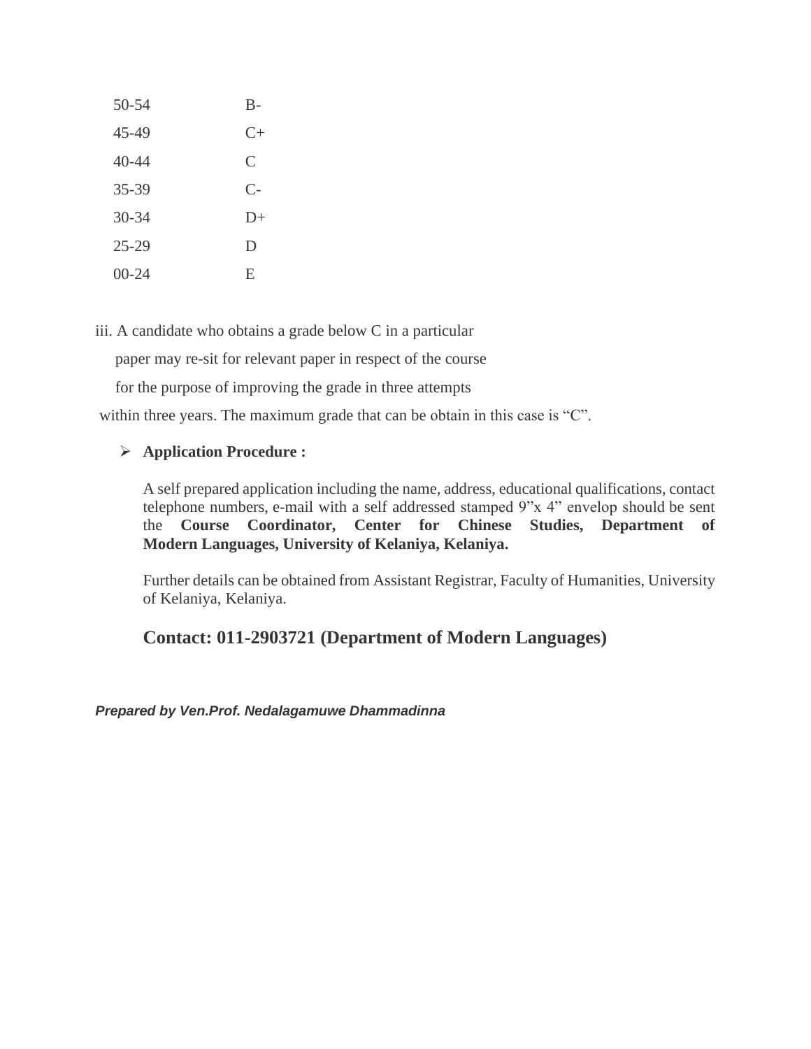| | |
|---|---|
| 50-54 | B- |
| 45-49 | C+ |
| 40-44 | C |
| 35-39 | C- |
| 30-34 | D+ |
| 25-29 | D |
| 00-24 | E |

iii. A candidate who obtains a grade below C in a particular paper may re-sit for relevant paper in respect of the course for the purpose of improving the grade in three attempts within three years. The maximum grade that can be obtain in this case is "C".

- **Application Procedure :**

  A self prepared application including the name, address, educational qualifications, contact telephone numbers, e-mail with a self addressed stamped 9"x 4" envelop should be sent the **Course Coordinator, Center for Chinese Studies, Department of Modern Languages, University of Kelaniya, Kelaniya.**

  Further details can be obtained from Assistant Registrar, Faculty of Humanities, University of Kelaniya, Kelaniya.

  **Contact: 011-2903721 (Department of Modern Languages)**

***Prepared by Ven.Prof. Nedalagamuwe Dhammadinna***